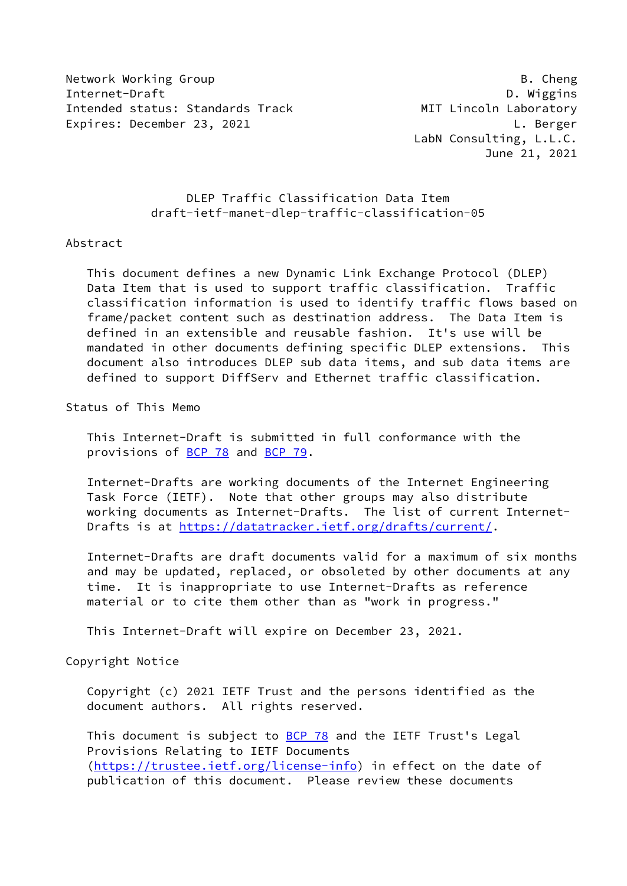Network Working Group B. Cheng
Internet-Draft D. Wiggins
Intended status: Standards Track MIT Lincoln Laboratory
Expires: December 23, 2021 L. Berger
LabN Consulting, L.L.C.
June 21, 2021

# DLEP Traffic Classification Data Item
## draft-ietf-manet-dlep-traffic-classification-05

## Abstract

This document defines a new Dynamic Link Exchange Protocol (DLEP) Data Item that is used to support traffic classification. Traffic classification information is used to identify traffic flows based on frame/packet content such as destination address. The Data Item is defined in an extensible and reusable fashion. It's use will be mandated in other documents defining specific DLEP extensions. This document also introduces DLEP sub data items, and sub data items are defined to support DiffServ and Ethernet traffic classification.

## Status of This Memo

This Internet-Draft is submitted in full conformance with the provisions of BCP 78 and BCP 79.

Internet-Drafts are working documents of the Internet Engineering Task Force (IETF). Note that other groups may also distribute working documents as Internet-Drafts. The list of current Internet-Drafts is at https://datatracker.ietf.org/drafts/current/.

Internet-Drafts are draft documents valid for a maximum of six months and may be updated, replaced, or obsoleted by other documents at any time. It is inappropriate to use Internet-Drafts as reference material or to cite them other than as "work in progress."

This Internet-Draft will expire on December 23, 2021.

## Copyright Notice

Copyright (c) 2021 IETF Trust and the persons identified as the document authors. All rights reserved.

This document is subject to BCP 78 and the IETF Trust's Legal Provisions Relating to IETF Documents (https://trustee.ietf.org/license-info) in effect on the date of publication of this document. Please review these documents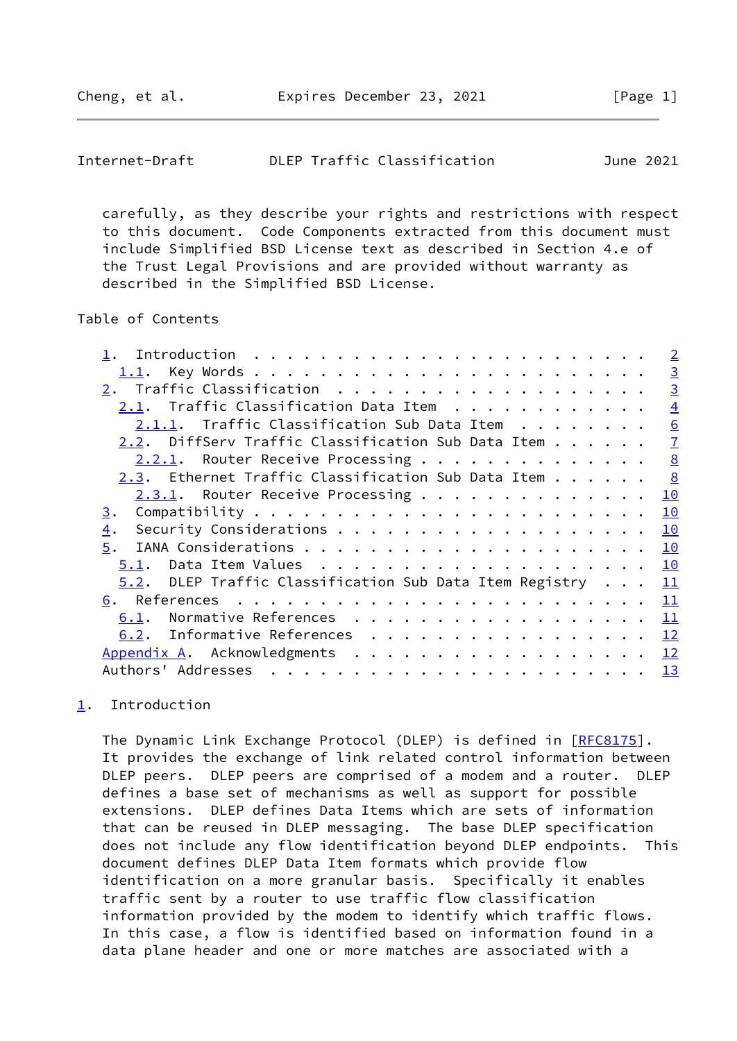carefully, as they describe your rights and restrictions with respect to this document. Code Components extracted from this document must include Simplified BSD License text as described in Section 4.e of the Trust Legal Provisions and are provided without warranty as described in the Simplified BSD License.

## Table of Contents

```
   1.  Introduction . . . . . . . . . . . . . . . . . . . . . . . .   2
     1.1.  Key Words . . . . . . . . . . . . . . . . . . . . . . . .   3
   2.  Traffic Classification  . . . . . . . . . . . . . . . . . . .   3
     2.1.  Traffic Classification Data Item  . . . . . . . . . . . .   4
       2.1.1.  Traffic Classification Sub Data Item  . . . . . . . .   6
     2.2.  DiffServ Traffic Classification Sub Data Item . . . . . .   7
       2.2.1.  Router Receive Processing . . . . . . . . . . . . . .   8
     2.3.  Ethernet Traffic Classification Sub Data Item . . . . . .   8
       2.3.1.  Router Receive Processing . . . . . . . . . . . . . .  10
   3.  Compatibility . . . . . . . . . . . . . . . . . . . . . . . .  10
   4.  Security Considerations . . . . . . . . . . . . . . . . . . .  10
   5.  IANA Considerations . . . . . . . . . . . . . . . . . . . . .  10
     5.1.  Data Item Values  . . . . . . . . . . . . . . . . . . . .  10
     5.2.  DLEP Traffic Classification Sub Data Item Registry  . . .  11
   6.  References  . . . . . . . . . . . . . . . . . . . . . . . . .  11
     6.1.  Normative References  . . . . . . . . . . . . . . . . . .  11
     6.2.  Informative References  . . . . . . . . . . . . . . . . .  12
   Appendix A.  Acknowledgments  . . . . . . . . . . . . . . . . . .  12
   Authors' Addresses  . . . . . . . . . . . . . . . . . . . . . . .  13
```

## 1. Introduction

The Dynamic Link Exchange Protocol (DLEP) is defined in [RFC8175]. It provides the exchange of link related control information between DLEP peers. DLEP peers are comprised of a modem and a router. DLEP defines a base set of mechanisms as well as support for possible extensions. DLEP defines Data Items which are sets of information that can be reused in DLEP messaging. The base DLEP specification does not include any flow identification beyond DLEP endpoints. This document defines DLEP Data Item formats which provide flow identification on a more granular basis. Specifically it enables traffic sent by a router to use traffic flow classification information provided by the modem to identify which traffic flows. In this case, a flow is identified based on information found in a data plane header and one or more matches are associated with a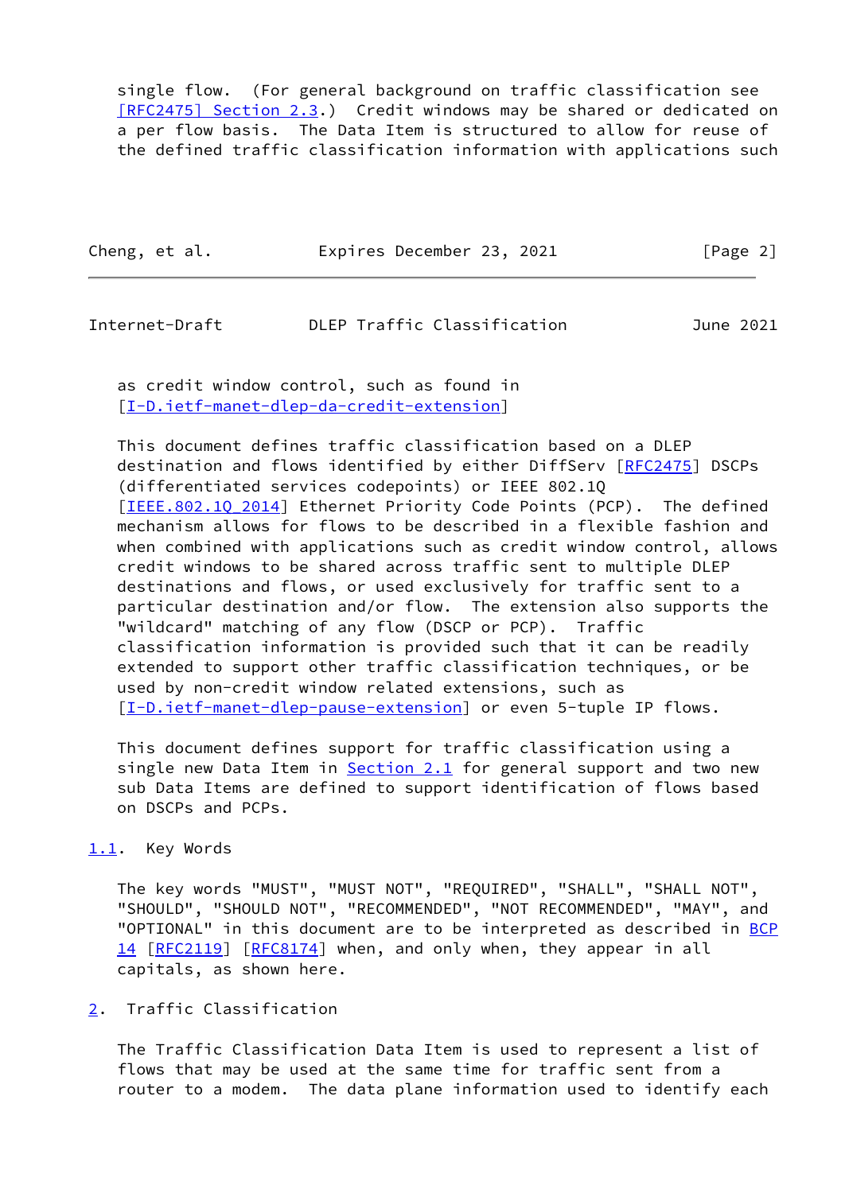single flow. (For general background on traffic classification see [RFC2475] Section 2.3.) Credit windows may be shared or dedicated on a per flow basis. The Data Item is structured to allow for reuse of the defined traffic classification information with applications such as credit window control, such as found in [I-D.ietf-manet-dlep-da-credit-extension]

This document defines traffic classification based on a DLEP destination and flows identified by either DiffServ [RFC2475] DSCPs (differentiated services codepoints) or IEEE 802.1Q [IEEE.802.1Q_2014] Ethernet Priority Code Points (PCP). The defined mechanism allows for flows to be described in a flexible fashion and when combined with applications such as credit window control, allows credit windows to be shared across traffic sent to multiple DLEP destinations and flows, or used exclusively for traffic sent to a particular destination and/or flow. The extension also supports the "wildcard" matching of any flow (DSCP or PCP). Traffic classification information is provided such that it can be readily extended to support other traffic classification techniques, or be used by non-credit window related extensions, such as [I-D.ietf-manet-dlep-pause-extension] or even 5-tuple IP flows.

This document defines support for traffic classification using a single new Data Item in Section 2.1 for general support and two new sub Data Items are defined to support identification of flows based on DSCPs and PCPs.

## 1.1. Key Words

The key words "MUST", "MUST NOT", "REQUIRED", "SHALL", "SHALL NOT", "SHOULD", "SHOULD NOT", "RECOMMENDED", "NOT RECOMMENDED", "MAY", and "OPTIONAL" in this document are to be interpreted as described in BCP 14 [RFC2119] [RFC8174] when, and only when, they appear in all capitals, as shown here.

# 2. Traffic Classification

The Traffic Classification Data Item is used to represent a list of flows that may be used at the same time for traffic sent from a router to a modem. The data plane information used to identify each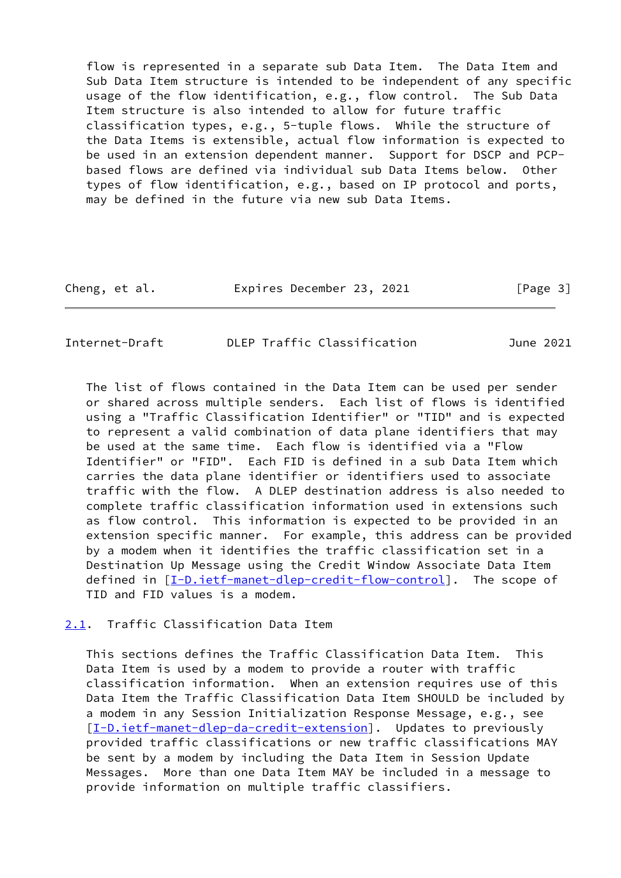flow is represented in a separate sub Data Item. The Data Item and Sub Data Item structure is intended to be independent of any specific usage of the flow identification, e.g., flow control. The Sub Data Item structure is also intended to allow for future traffic classification types, e.g., 5-tuple flows. While the structure of the Data Items is extensible, actual flow information is expected to be used in an extension dependent manner. Support for DSCP and PCP-based flows are defined via individual sub Data Items below. Other types of flow identification, e.g., based on IP protocol and ports, may be defined in the future via new sub Data Items.

The list of flows contained in the Data Item can be used per sender or shared across multiple senders. Each list of flows is identified using a "Traffic Classification Identifier" or "TID" and is expected to represent a valid combination of data plane identifiers that may be used at the same time. Each flow is identified via a "Flow Identifier" or "FID". Each FID is defined in a sub Data Item which carries the data plane identifier or identifiers used to associate traffic with the flow. A DLEP destination address is also needed to complete traffic classification information used in extensions such as flow control. This information is expected to be provided in an extension specific manner. For example, this address can be provided by a modem when it identifies the traffic classification set in a Destination Up Message using the Credit Window Associate Data Item defined in [I-D.ietf-manet-dlep-credit-flow-control]. The scope of TID and FID values is a modem.

## 2.1. Traffic Classification Data Item

This sections defines the Traffic Classification Data Item. This Data Item is used by a modem to provide a router with traffic classification information. When an extension requires use of this Data Item the Traffic Classification Data Item SHOULD be included by a modem in any Session Initialization Response Message, e.g., see [I-D.ietf-manet-dlep-da-credit-extension]. Updates to previously provided traffic classifications or new traffic classifications MAY be sent by a modem by including the Data Item in Session Update Messages. More than one Data Item MAY be included in a message to provide information on multiple traffic classifiers.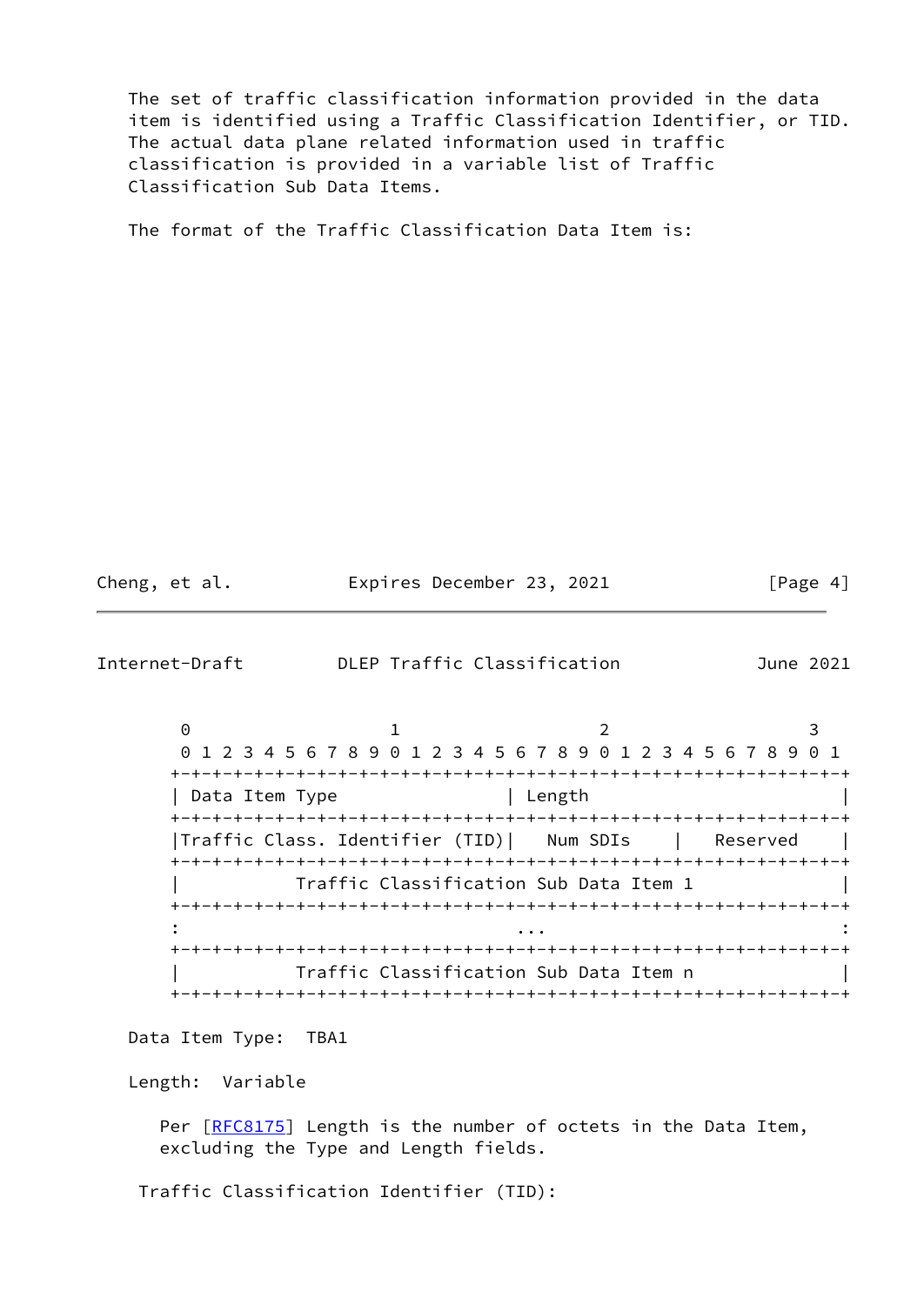The set of traffic classification information provided in the data item is identified using a Traffic Classification Identifier, or TID. The actual data plane related information used in traffic classification is provided in a variable list of Traffic Classification Sub Data Items.

The format of the Traffic Classification Data Item is:

```
 0                   1                   2                   3
 0 1 2 3 4 5 6 7 8 9 0 1 2 3 4 5 6 7 8 9 0 1 2 3 4 5 6 7 8 9 0 1
+-+-+-+-+-+-+-+-+-+-+-+-+-+-+-+-+-+-+-+-+-+-+-+-+-+-+-+-+-+-+-+-+
| Data Item Type                | Length                        |
+-+-+-+-+-+-+-+-+-+-+-+-+-+-+-+-+-+-+-+-+-+-+-+-+-+-+-+-+-+-+-+-+
|Traffic Class. Identifier (TID)|   Num SDIs    |   Reserved    |
+-+-+-+-+-+-+-+-+-+-+-+-+-+-+-+-+-+-+-+-+-+-+-+-+-+-+-+-+-+-+-+-+
|           Traffic Classification Sub Data Item 1              |
+-+-+-+-+-+-+-+-+-+-+-+-+-+-+-+-+-+-+-+-+-+-+-+-+-+-+-+-+-+-+-+-+
:                                ...                            :
+-+-+-+-+-+-+-+-+-+-+-+-+-+-+-+-+-+-+-+-+-+-+-+-+-+-+-+-+-+-+-+-+
|           Traffic Classification Sub Data Item n              |
+-+-+-+-+-+-+-+-+-+-+-+-+-+-+-+-+-+-+-+-+-+-+-+-+-+-+-+-+-+-+-+-+
```

Data Item Type: TBA1

Length: Variable

Per [RFC8175] Length is the number of octets in the Data Item, excluding the Type and Length fields.

Traffic Classification Identifier (TID):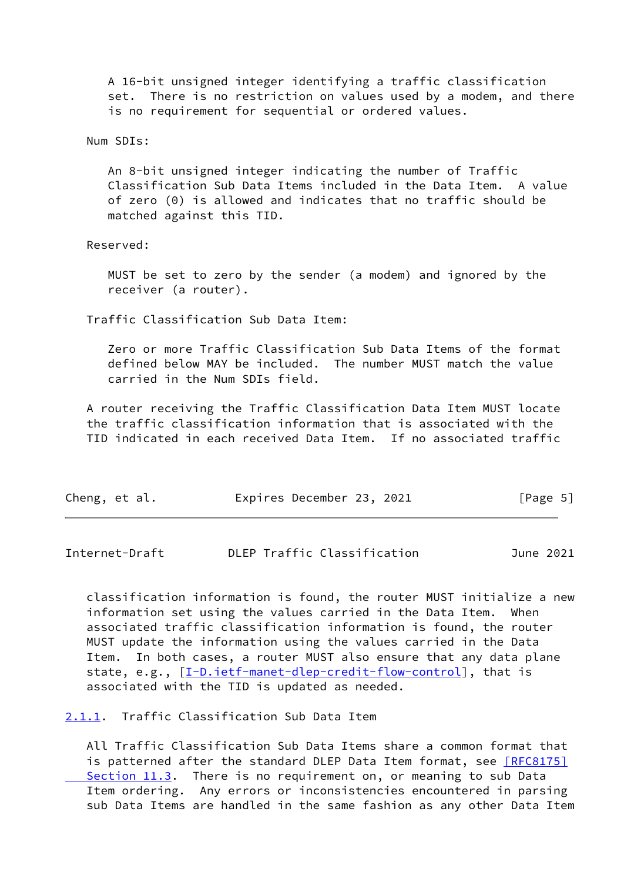A 16-bit unsigned integer identifying a traffic classification set. There is no restriction on values used by a modem, and there is no requirement for sequential or ordered values.

Num SDIs:

An 8-bit unsigned integer indicating the number of Traffic Classification Sub Data Items included in the Data Item. A value of zero (0) is allowed and indicates that no traffic should be matched against this TID.

Reserved:

MUST be set to zero by the sender (a modem) and ignored by the receiver (a router).

Traffic Classification Sub Data Item:

Zero or more Traffic Classification Sub Data Items of the format defined below MAY be included. The number MUST match the value carried in the Num SDIs field.

A router receiving the Traffic Classification Data Item MUST locate the traffic classification information that is associated with the TID indicated in each received Data Item. If no associated traffic classification information is found, the router MUST initialize a new information set using the values carried in the Data Item. When associated traffic classification information is found, the router MUST update the information using the values carried in the Data Item. In both cases, a router MUST also ensure that any data plane state, e.g., [I-D.ietf-manet-dlep-credit-flow-control], that is associated with the TID is updated as needed.

### 2.1.1. Traffic Classification Sub Data Item

All Traffic Classification Sub Data Items share a common format that is patterned after the standard DLEP Data Item format, see [RFC8175] Section 11.3. There is no requirement on, or meaning to sub Data Item ordering. Any errors or inconsistencies encountered in parsing sub Data Items are handled in the same fashion as any other Data Item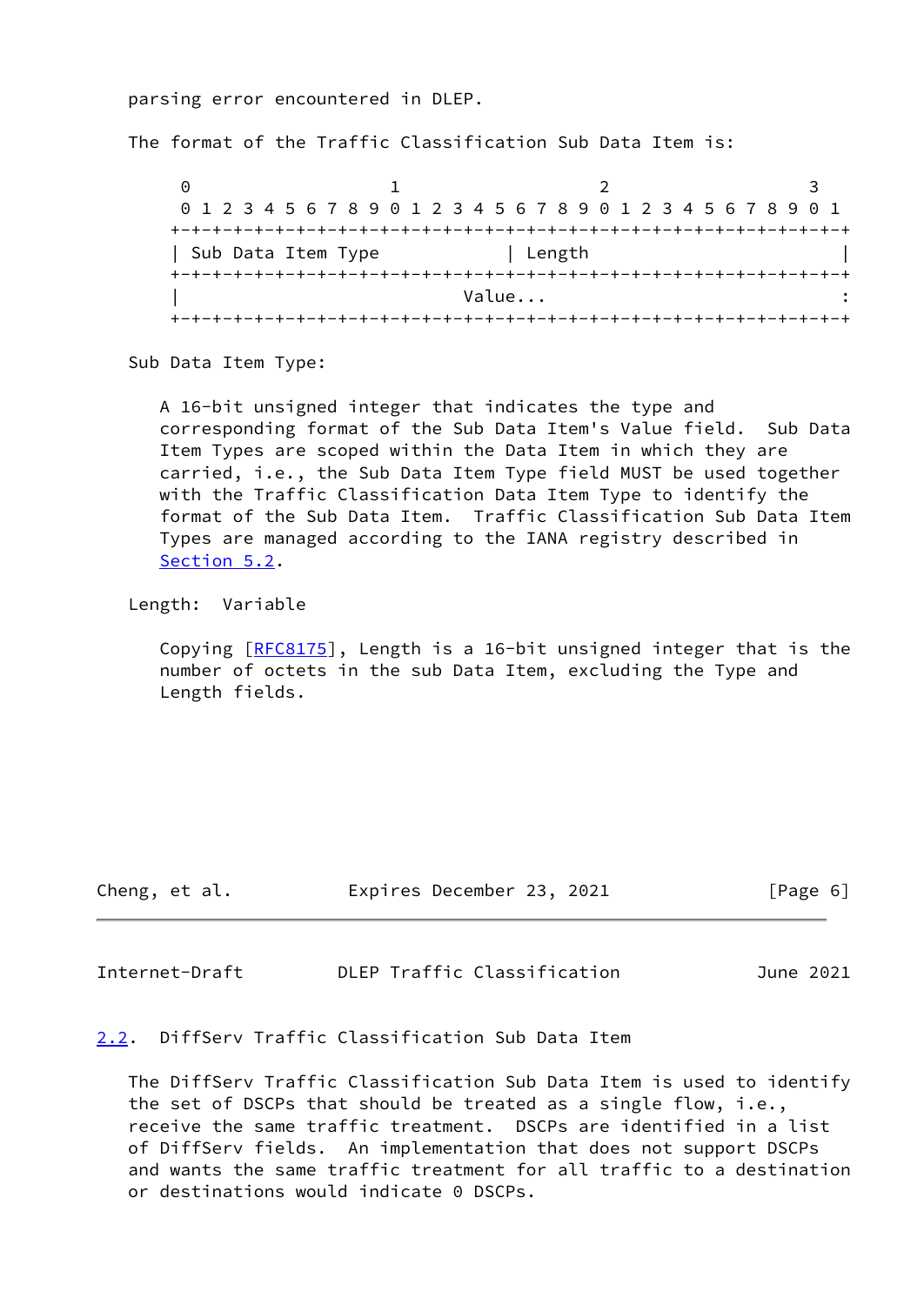parsing error encountered in DLEP.

The format of the Traffic Classification Sub Data Item is:

```
 0                   1                   2                   3
 0 1 2 3 4 5 6 7 8 9 0 1 2 3 4 5 6 7 8 9 0 1 2 3 4 5 6 7 8 9 0 1
+-+-+-+-+-+-+-+-+-+-+-+-+-+-+-+-+-+-+-+-+-+-+-+-+-+-+-+-+-+-+-+-+
| Sub Data Item Type            | Length                        |
+-+-+-+-+-+-+-+-+-+-+-+-+-+-+-+-+-+-+-+-+-+-+-+-+-+-+-+-+-+-+-+-+
|                           Value...                            :
+-+-+-+-+-+-+-+-+-+-+-+-+-+-+-+-+-+-+-+-+-+-+-+-+-+-+-+-+-+-+-+-+
```

Sub Data Item Type:

A 16-bit unsigned integer that indicates the type and corresponding format of the Sub Data Item's Value field. Sub Data Item Types are scoped within the Data Item in which they are carried, i.e., the Sub Data Item Type field MUST be used together with the Traffic Classification Data Item Type to identify the format of the Sub Data Item. Traffic Classification Sub Data Item Types are managed according to the IANA registry described in Section 5.2.

Length: Variable

Copying [RFC8175], Length is a 16-bit unsigned integer that is the number of octets in the sub Data Item, excluding the Type and Length fields.

## 2.2. DiffServ Traffic Classification Sub Data Item

The DiffServ Traffic Classification Sub Data Item is used to identify the set of DSCPs that should be treated as a single flow, i.e., receive the same traffic treatment. DSCPs are identified in a list of DiffServ fields. An implementation that does not support DSCPs and wants the same traffic treatment for all traffic to a destination or destinations would indicate 0 DSCPs.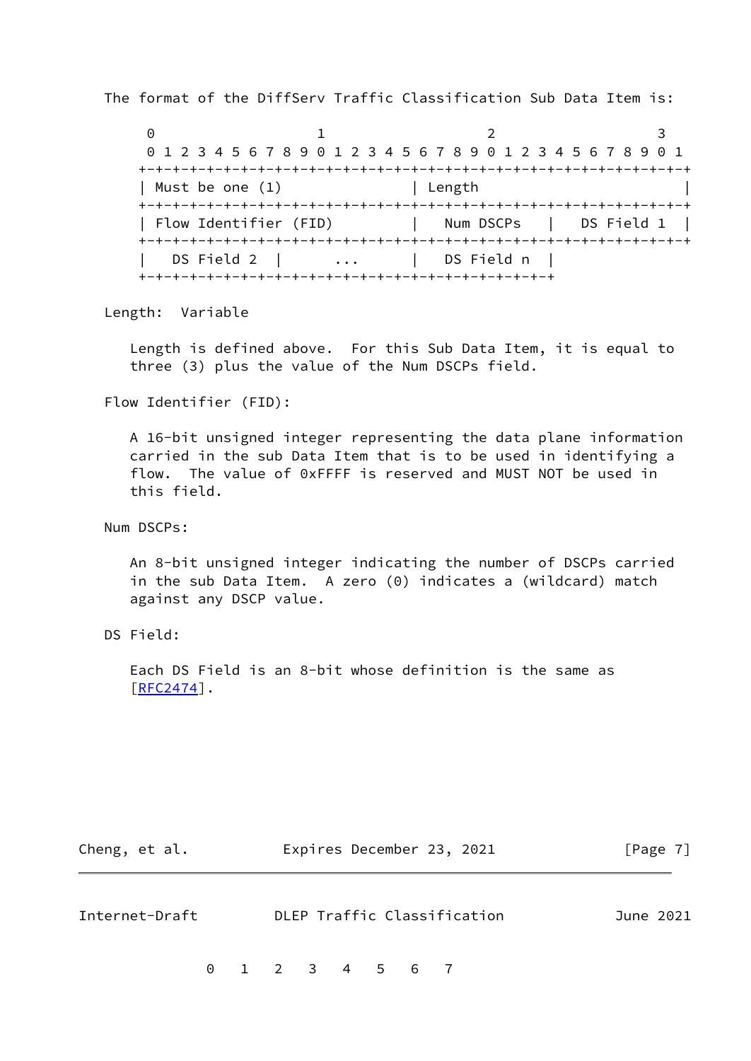The format of the DiffServ Traffic Classification Sub Data Item is:

```
 0                   1                   2                   3
 0 1 2 3 4 5 6 7 8 9 0 1 2 3 4 5 6 7 8 9 0 1 2 3 4 5 6 7 8 9 0 1
+-+-+-+-+-+-+-+-+-+-+-+-+-+-+-+-+-+-+-+-+-+-+-+-+-+-+-+-+-+-+-+-+
| Must be one (1)               | Length                        |
+-+-+-+-+-+-+-+-+-+-+-+-+-+-+-+-+-+-+-+-+-+-+-+-+-+-+-+-+-+-+-+-+
| Flow Identifier (FID)         |   Num DSCPs   |   DS Field 1  |
+-+-+-+-+-+-+-+-+-+-+-+-+-+-+-+-+-+-+-+-+-+-+-+-+-+-+-+-+-+-+-+-+
|   DS Field 2  |      ...      |   DS Field n  |
+-+-+-+-+-+-+-+-+-+-+-+-+-+-+-+-+-+-+-+-+-+-+-+-+
```

Length: Variable

Length is defined above. For this Sub Data Item, it is equal to three (3) plus the value of the Num DSCPs field.

Flow Identifier (FID):

A 16-bit unsigned integer representing the data plane information carried in the sub Data Item that is to be used in identifying a flow. The value of 0xFFFF is reserved and MUST NOT be used in this field.

Num DSCPs:

An 8-bit unsigned integer indicating the number of DSCPs carried in the sub Data Item. A zero (0) indicates a (wildcard) match against any DSCP value.

DS Field:

Each DS Field is an 8-bit whose definition is the same as [RFC2474].

```
 0   1   2   3   4   5   6   7
```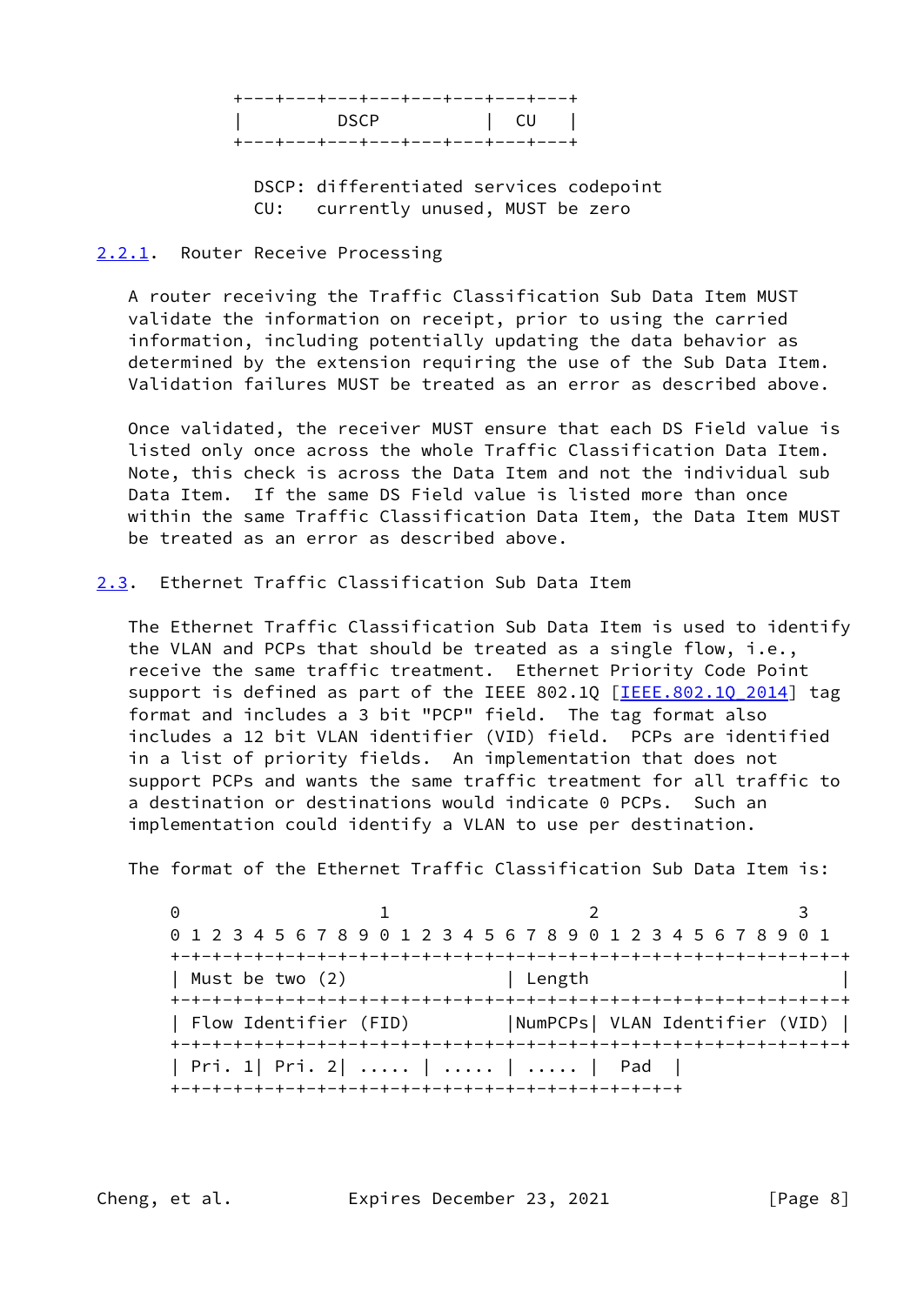```
       +---+---+---+---+---+---+---+---+
       |         DSCP          |  CU   |
       +---+---+---+---+---+---+---+---+

         DSCP: differentiated services codepoint
         CU:   currently unused, MUST be zero
```

### 2.2.1. Router Receive Processing

A router receiving the Traffic Classification Sub Data Item MUST validate the information on receipt, prior to using the carried information, including potentially updating the data behavior as determined by the extension requiring the use of the Sub Data Item. Validation failures MUST be treated as an error as described above.

Once validated, the receiver MUST ensure that each DS Field value is listed only once across the whole Traffic Classification Data Item. Note, this check is across the Data Item and not the individual sub Data Item. If the same DS Field value is listed more than once within the same Traffic Classification Data Item, the Data Item MUST be treated as an error as described above.

## 2.3. Ethernet Traffic Classification Sub Data Item

The Ethernet Traffic Classification Sub Data Item is used to identify the VLAN and PCPs that should be treated as a single flow, i.e., receive the same traffic treatment. Ethernet Priority Code Point support is defined as part of the IEEE 802.1Q [IEEE.802.1Q_2014] tag format and includes a 3 bit "PCP" field. The tag format also includes a 12 bit VLAN identifier (VID) field. PCPs are identified in a list of priority fields. An implementation that does not support PCPs and wants the same traffic treatment for all traffic to a destination or destinations would indicate 0 PCPs. Such an implementation could identify a VLAN to use per destination.

The format of the Ethernet Traffic Classification Sub Data Item is:

```
    0                   1                   2                   3
    0 1 2 3 4 5 6 7 8 9 0 1 2 3 4 5 6 7 8 9 0 1 2 3 4 5 6 7 8 9 0 1
   +-+-+-+-+-+-+-+-+-+-+-+-+-+-+-+-+-+-+-+-+-+-+-+-+-+-+-+-+-+-+-+-+
   | Must be two (2)               | Length                        |
   +-+-+-+-+-+-+-+-+-+-+-+-+-+-+-+-+-+-+-+-+-+-+-+-+-+-+-+-+-+-+-+-+
   | Flow Identifier (FID)         |NumPCPs| VLAN Identifier (VID) |
   +-+-+-+-+-+-+-+-+-+-+-+-+-+-+-+-+-+-+-+-+-+-+-+-+-+-+-+-+-+-+-+-+
   | Pri. 1| Pri. 2| ..... | ..... | ..... |  Pad  |
   +-+-+-+-+-+-+-+-+-+-+-+-+-+-+-+-+-+-+-+-+-+-+-+-+
```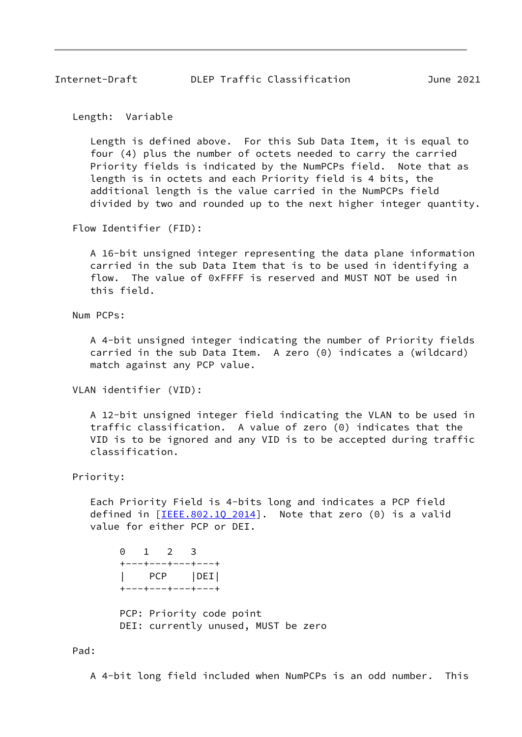Length: Variable

Length is defined above. For this Sub Data Item, it is equal to four (4) plus the number of octets needed to carry the carried Priority fields is indicated by the NumPCPs field. Note that as length is in octets and each Priority field is 4 bits, the additional length is the value carried in the NumPCPs field divided by two and rounded up to the next higher integer quantity.

Flow Identifier (FID):

A 16-bit unsigned integer representing the data plane information carried in the sub Data Item that is to be used in identifying a flow. The value of 0xFFFF is reserved and MUST NOT be used in this field.

Num PCPs:

A 4-bit unsigned integer indicating the number of Priority fields carried in the sub Data Item. A zero (0) indicates a (wildcard) match against any PCP value.

VLAN identifier (VID):

A 12-bit unsigned integer field indicating the VLAN to be used in traffic classification. A value of zero (0) indicates that the VID is to be ignored and any VID is to be accepted during traffic classification.

Priority:

Each Priority Field is 4-bits long and indicates a PCP field defined in [IEEE.802.1Q_2014]. Note that zero (0) is a valid value for either PCP or DEI.

```
 0   1   2   3
+---+---+---+---+
|    PCP    |DEI|
+---+---+---+---+

PCP: Priority code point
DEI: currently unused, MUST be zero
```

Pad:

A 4-bit long field included when NumPCPs is an odd number. This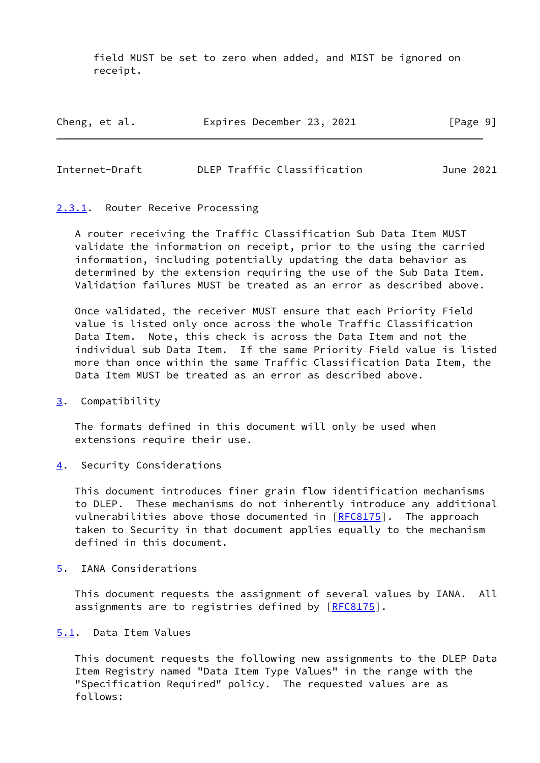field MUST be set to zero when added, and MIST be ignored on receipt.

### 2.3.1. Router Receive Processing

A router receiving the Traffic Classification Sub Data Item MUST validate the information on receipt, prior to the using the carried information, including potentially updating the data behavior as determined by the extension requiring the use of the Sub Data Item. Validation failures MUST be treated as an error as described above.

Once validated, the receiver MUST ensure that each Priority Field value is listed only once across the whole Traffic Classification Data Item. Note, this check is across the Data Item and not the individual sub Data Item. If the same Priority Field value is listed more than once within the same Traffic Classification Data Item, the Data Item MUST be treated as an error as described above.

## 3. Compatibility

The formats defined in this document will only be used when extensions require their use.

## 4. Security Considerations

This document introduces finer grain flow identification mechanisms to DLEP. These mechanisms do not inherently introduce any additional vulnerabilities above those documented in [RFC8175]. The approach taken to Security in that document applies equally to the mechanism defined in this document.

## 5. IANA Considerations

This document requests the assignment of several values by IANA. All assignments are to registries defined by [RFC8175].

### 5.1. Data Item Values

This document requests the following new assignments to the DLEP Data Item Registry named "Data Item Type Values" in the range with the "Specification Required" policy. The requested values are as follows: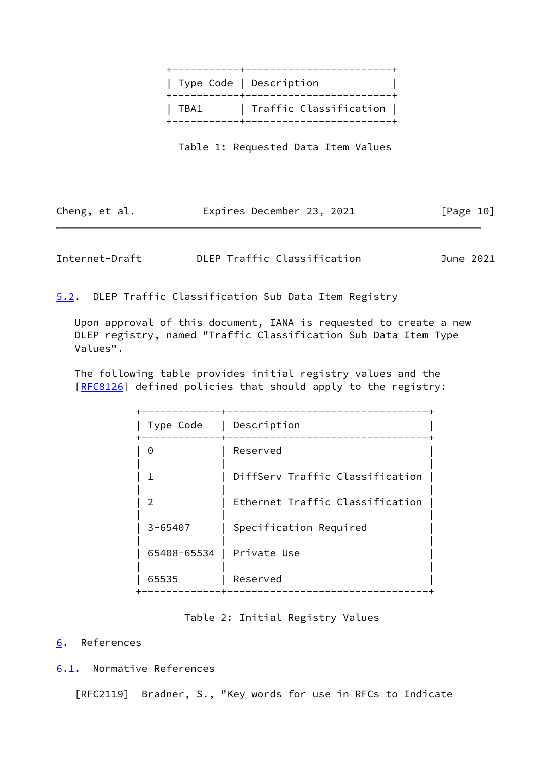| Type Code | Description |
| --- | --- |
| TBA1 | Traffic Classification |

Table 1: Requested Data Item Values

### 5.2. DLEP Traffic Classification Sub Data Item Registry

Upon approval of this document, IANA is requested to create a new DLEP registry, named "Traffic Classification Sub Data Item Type Values".

The following table provides initial registry values and the [RFC8126] defined policies that should apply to the registry:

| Type Code | Description |
| --- | --- |
| 0 | Reserved |
| 1 | DiffServ Traffic Classification |
| 2 | Ethernet Traffic Classification |
| 3-65407 | Specification Required |
| 65408-65534 | Private Use |
| 65535 | Reserved |

Table 2: Initial Registry Values

## 6. References

### 6.1. Normative References

[RFC2119] Bradner, S., "Key words for use in RFCs to Indicate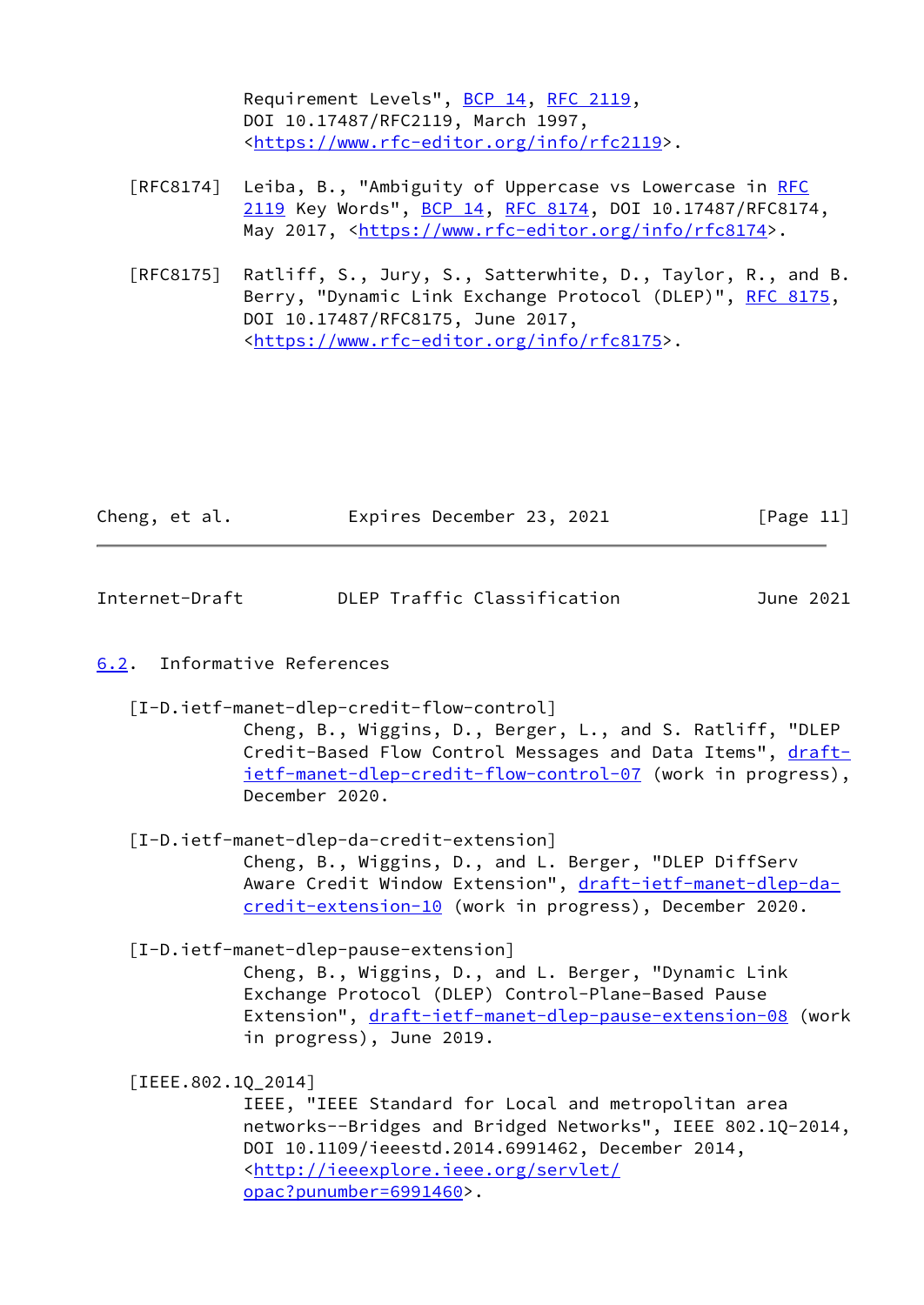Requirement Levels", BCP 14, RFC 2119, DOI 10.17487/RFC2119, March 1997, <https://www.rfc-editor.org/info/rfc2119>.

[RFC8174] Leiba, B., "Ambiguity of Uppercase vs Lowercase in RFC 2119 Key Words", BCP 14, RFC 8174, DOI 10.17487/RFC8174, May 2017, <https://www.rfc-editor.org/info/rfc8174>.

[RFC8175] Ratliff, S., Jury, S., Satterwhite, D., Taylor, R., and B. Berry, "Dynamic Link Exchange Protocol (DLEP)", RFC 8175, DOI 10.17487/RFC8175, June 2017, <https://www.rfc-editor.org/info/rfc8175>.

### 6.2. Informative References

[I-D.ietf-manet-dlep-credit-flow-control] Cheng, B., Wiggins, D., Berger, L., and S. Ratliff, "DLEP Credit-Based Flow Control Messages and Data Items", draft-ietf-manet-dlep-credit-flow-control-07 (work in progress), December 2020.

[I-D.ietf-manet-dlep-da-credit-extension] Cheng, B., Wiggins, D., and L. Berger, "DLEP DiffServ Aware Credit Window Extension", draft-ietf-manet-dlep-da-credit-extension-10 (work in progress), December 2020.

[I-D.ietf-manet-dlep-pause-extension] Cheng, B., Wiggins, D., and L. Berger, "Dynamic Link Exchange Protocol (DLEP) Control-Plane-Based Pause Extension", draft-ietf-manet-dlep-pause-extension-08 (work in progress), June 2019.

[IEEE.802.1Q_2014] IEEE, "IEEE Standard for Local and metropolitan area networks--Bridges and Bridged Networks", IEEE 802.1Q-2014, DOI 10.1109/ieeestd.2014.6991462, December 2014, <http://ieeexplore.ieee.org/servlet/opac?punumber=6991460>.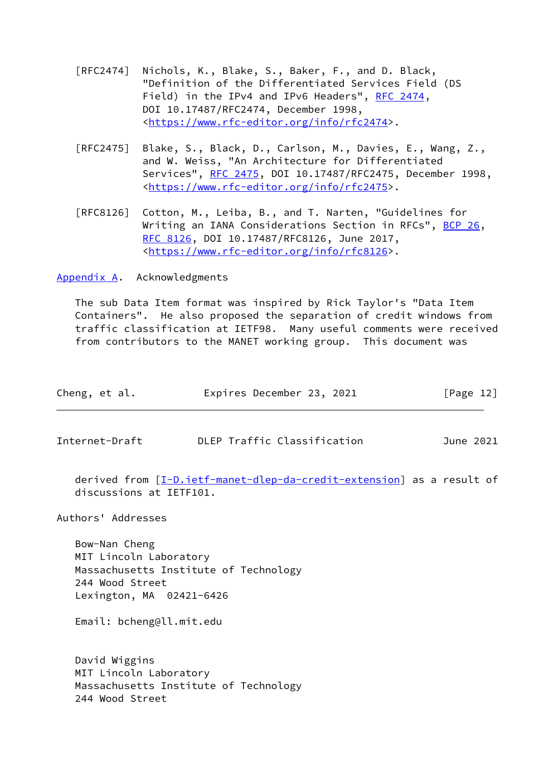[RFC2474] Nichols, K., Blake, S., Baker, F., and D. Black, "Definition of the Differentiated Services Field (DS Field) in the IPv4 and IPv6 Headers", RFC 2474, DOI 10.17487/RFC2474, December 1998, <https://www.rfc-editor.org/info/rfc2474>.

[RFC2475] Blake, S., Black, D., Carlson, M., Davies, E., Wang, Z., and W. Weiss, "An Architecture for Differentiated Services", RFC 2475, DOI 10.17487/RFC2475, December 1998, <https://www.rfc-editor.org/info/rfc2475>.

[RFC8126] Cotton, M., Leiba, B., and T. Narten, "Guidelines for Writing an IANA Considerations Section in RFCs", BCP 26, RFC 8126, DOI 10.17487/RFC8126, June 2017, <https://www.rfc-editor.org/info/rfc8126>.

## Appendix A. Acknowledgments

The sub Data Item format was inspired by Rick Taylor's "Data Item Containers". He also proposed the separation of credit windows from traffic classification at IETF98. Many useful comments were received from contributors to the MANET working group. This document was derived from [I-D.ietf-manet-dlep-da-credit-extension] as a result of discussions at IETF101.

## Authors' Addresses

Bow-Nan Cheng
MIT Lincoln Laboratory
Massachusetts Institute of Technology
244 Wood Street
Lexington, MA 02421-6426

Email: bcheng@ll.mit.edu

David Wiggins
MIT Lincoln Laboratory
Massachusetts Institute of Technology
244 Wood Street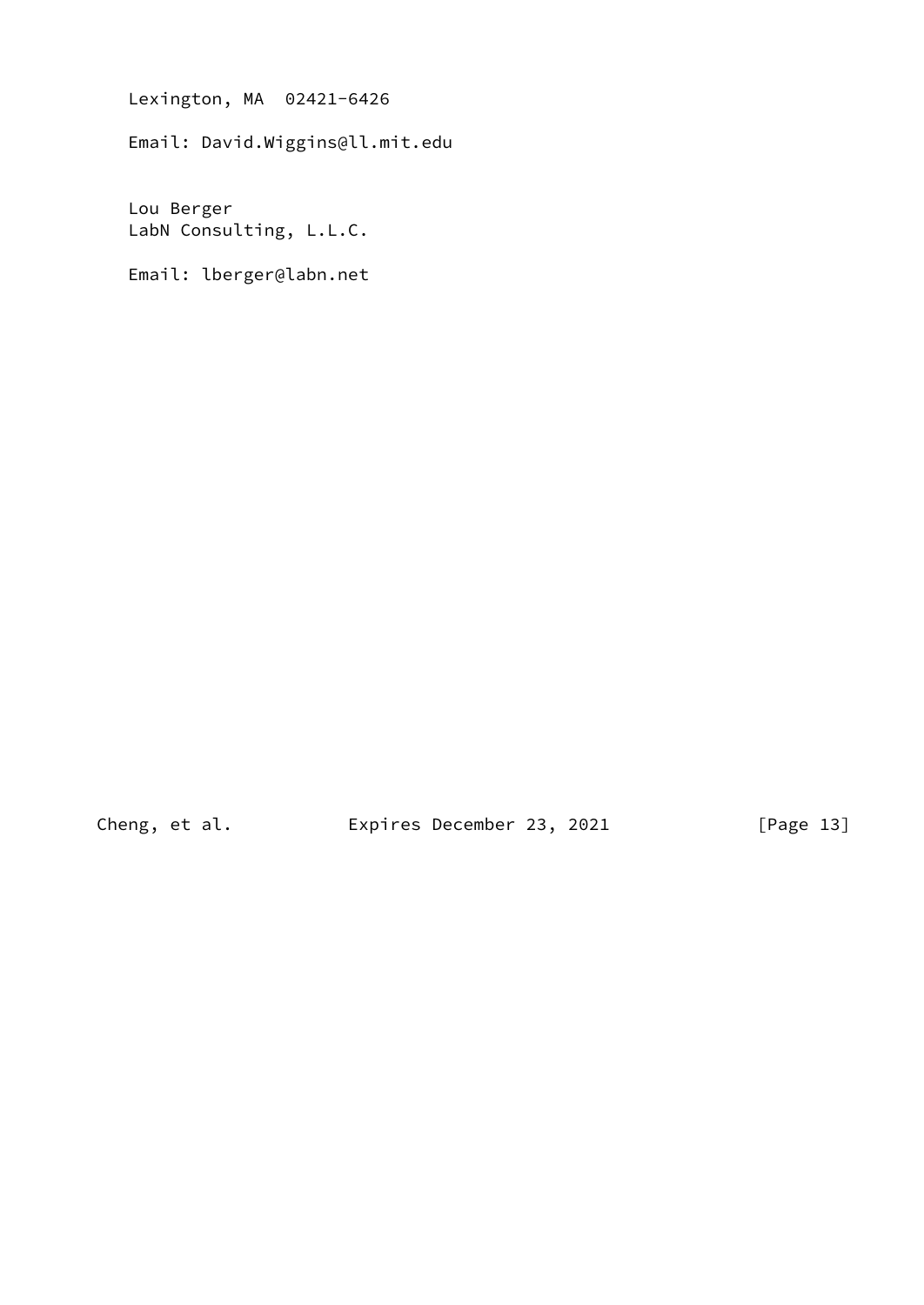Lexington, MA  02421-6426

Email: David.Wiggins@ll.mit.edu

Lou Berger
LabN Consulting, L.L.C.

Email: lberger@labn.net